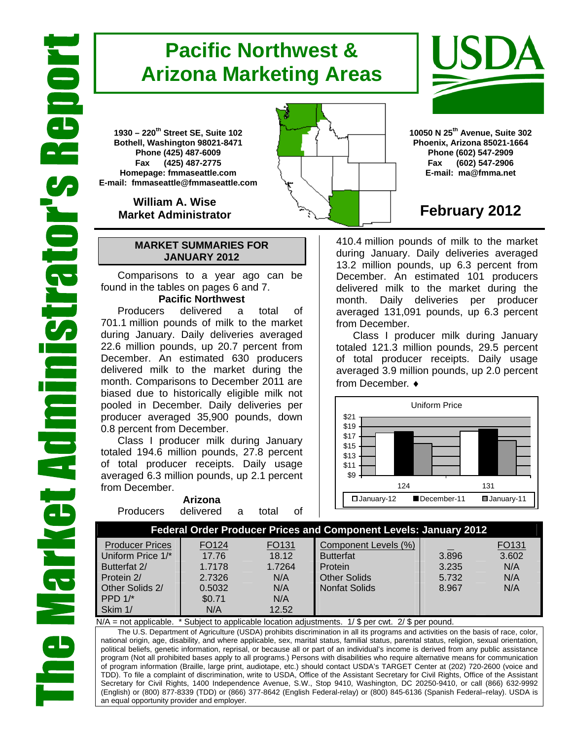# The Market Administrator's Report

# Pacific Northwest & Arizona Marketing Areas

**1930 – 220th Street SE, Suite 102**
**Bothell, Washington 98021-8471**
**Phone (425) 487-6009**
**Fax (425) 487-2775**
**Homepage: fmmaseattle.com**
**E-mail: fmmaseattle@fmmaseattle.com**

**William A. Wise**
**Market Administrator**

**10050 N 25th Avenue, Suite 302**
**Phoenix, Arizona 85021-1664**
**Phone (602) 547-2909**
**Fax (602) 547-2906**
**E-mail: ma@fmma.net**

## February 2012

### MARKET SUMMARIES FOR JANUARY 2012

Comparisons to a year ago can be found in the tables on pages 6 and 7.

**Pacific Northwest**

Producers delivered a total of 701.1 million pounds of milk to the market during January. Daily deliveries averaged 22.6 million pounds, up 20.7 percent from December. An estimated 630 producers delivered milk to the market during the month. Comparisons to December 2011 are biased due to historically eligible milk not pooled in December. Daily deliveries per producer averaged 35,900 pounds, down 0.8 percent from December.

Class I producer milk during January totaled 194.6 million pounds, 27.8 percent of total producer receipts. Daily usage averaged 6.3 million pounds, up 2.1 percent from December.

**Arizona**

Producers delivered a total of 410.4 million pounds of milk to the market during January. Daily deliveries averaged 13.2 million pounds, up 6.3 percent from December. An estimated 101 producers delivered milk to the market during the month. Daily deliveries per producer averaged 131,091 pounds, up 6.3 percent from December.

Class I producer milk during January totaled 121.3 million pounds, 29.5 percent of total producer receipts. Daily usage averaged 3.9 million pounds, up 2.0 percent from December. ♦

Uniform Price

| | January-12 | December-11 | January-11 |
|---|---|---|---|
| 124 | | | |
| 131 | | | |

### Federal Order Producer Prices and Component Levels: January 2012

| Producer Prices | FO124 | FO131 | Component Levels (%) | | FO131 |
|---|---|---|---|---|---|
| Uniform Price 1/* | 17.76 | 18.12 | Butterfat | 3.896 | 3.602 |
| Butterfat 2/ | 1.7178 | 1.7264 | Protein | 3.235 | N/A |
| Protein 2/ | 2.7326 | N/A | Other Solids | 5.732 | N/A |
| Other Solids 2/ | 0.5032 | N/A | Nonfat Solids | 8.967 | N/A |
| PPD 1/* | $0.71 | N/A | | | |
| Skim 1/ | N/A | 12.52 | | | |

N/A = not applicable. * Subject to applicable location adjustments. 1/ $ per cwt. 2/ $ per pound.

The U.S. Department of Agriculture (USDA) prohibits discrimination in all its programs and activities on the basis of race, color, national origin, age, disability, and where applicable, sex, marital status, familial status, parental status, religion, sexual orientation, political beliefs, genetic information, reprisal, or because all or part of an individual's income is derived from any public assistance program (Not all prohibited bases apply to all programs.) Persons with disabilities who require alternative means for communication of program information (Braille, large print, audiotape, etc.) should contact USDA's TARGET Center at (202) 720-2600 (voice and TDD). To file a complaint of discrimination, write to USDA, Office of the Assistant Secretary for Civil Rights, Office of the Assistant Secretary for Civil Rights, 1400 Independence Avenue, S.W., Stop 9410, Washington, DC 20250-9410, or call (866) 632-9992 (English) or (800) 877-8339 (TDD) or (866) 377-8642 (English Federal-relay) or (800) 845-6136 (Spanish Federal–relay). USDA is an equal opportunity provider and employer.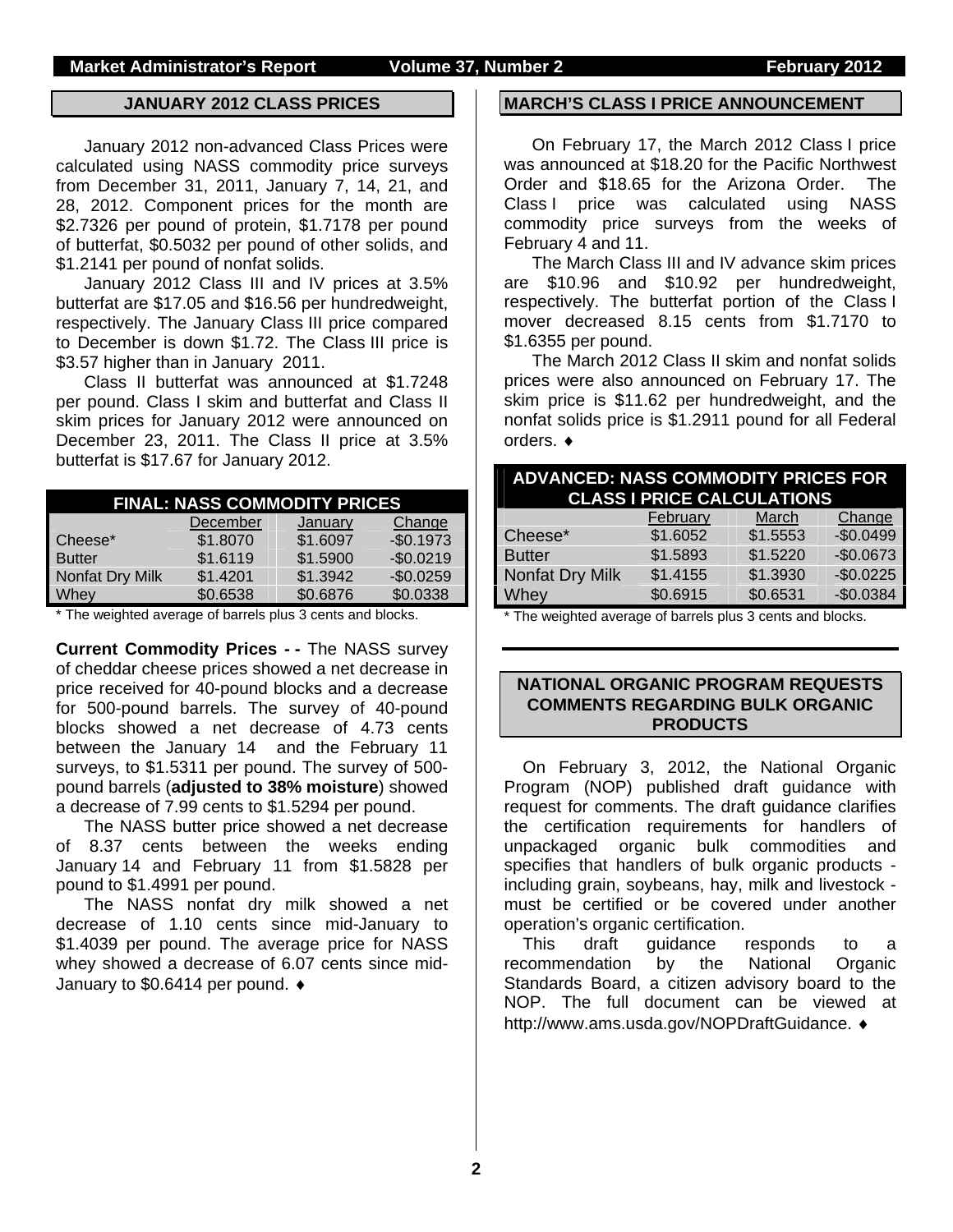## JANUARY 2012 CLASS PRICES

January 2012 non-advanced Class Prices were calculated using NASS commodity price surveys from December 31, 2011, January 7, 14, 21, and 28, 2012. Component prices for the month are $2.7326 per pound of protein, $1.7178 per pound of butterfat, $0.5032 per pound of other solids, and $1.2141 per pound of nonfat solids.

January 2012 Class III and IV prices at 3.5% butterfat are $17.05 and $16.56 per hundredweight, respectively. The January Class III price compared to December is down $1.72. The Class III price is $3.57 higher than in January 2011.

Class II butterfat was announced at $1.7248 per pound. Class I skim and butterfat and Class II skim prices for January 2012 were announced on December 23, 2011. The Class II price at 3.5% butterfat is $17.67 for January 2012.

| FINAL: NASS COMMODITY PRICES | | | |
|---|---|---|---|
| | December | January | Change |
| Cheese* | $1.8070 | $1.6097 | -$0.1973 |
| Butter | $1.6119 | $1.5900 | -$0.0219 |
| Nonfat Dry Milk | $1.4201 | $1.3942 | -$0.0259 |
| Whey | $0.6538 | $0.6876 | $0.0338 |

* The weighted average of barrels plus 3 cents and blocks.

**Current Commodity Prices - -** The NASS survey of cheddar cheese prices showed a net decrease in price received for 40-pound blocks and a decrease for 500-pound barrels. The survey of 40-pound blocks showed a net decrease of 4.73 cents between the January 14 and the February 11 surveys, to $1.5311 per pound. The survey of 500-pound barrels (**adjusted to 38% moisture**) showed a decrease of 7.99 cents to $1.5294 per pound.

The NASS butter price showed a net decrease of 8.37 cents between the weeks ending January 14 and February 11 from $1.5828 per pound to $1.4991 per pound.

The NASS nonfat dry milk showed a net decrease of 1.10 cents since mid-January to $1.4039 per pound. The average price for NASS whey showed a decrease of 6.07 cents since mid-January to $0.6414 per pound. ♦

## MARCH'S CLASS I PRICE ANNOUNCEMENT

On February 17, the March 2012 Class I price was announced at $18.20 for the Pacific Northwest Order and $18.65 for the Arizona Order. The Class I price was calculated using NASS commodity price surveys from the weeks of February 4 and 11.

The March Class III and IV advance skim prices are $10.96 and $10.92 per hundredweight, respectively. The butterfat portion of the Class I mover decreased 8.15 cents from $1.7170 to $1.6355 per pound.

The March 2012 Class II skim and nonfat solids prices were also announced on February 17. The skim price is $11.62 per hundredweight, and the nonfat solids price is $1.2911 pound for all Federal orders. ♦

| ADVANCED: NASS COMMODITY PRICES FOR CLASS I PRICE CALCULATIONS | | | |
|---|---|---|---|
| | February | March | Change |
| Cheese* | $1.6052 | $1.5553 | -$0.0499 |
| Butter | $1.5893 | $1.5220 | -$0.0673 |
| Nonfat Dry Milk | $1.4155 | $1.3930 | -$0.0225 |
| Whey | $0.6915 | $0.6531 | -$0.0384 |

* The weighted average of barrels plus 3 cents and blocks.

## NATIONAL ORGANIC PROGRAM REQUESTS COMMENTS REGARDING BULK ORGANIC PRODUCTS

On February 3, 2012, the National Organic Program (NOP) published draft guidance with request for comments. The draft guidance clarifies the certification requirements for handlers of unpackaged organic bulk commodities and specifies that handlers of bulk organic products - including grain, soybeans, hay, milk and livestock - must be certified or be covered under another operation's organic certification.

This draft guidance responds to a recommendation by the National Organic Standards Board, a citizen advisory board to the NOP. The full document can be viewed at http://www.ams.usda.gov/NOPDraftGuidance. ♦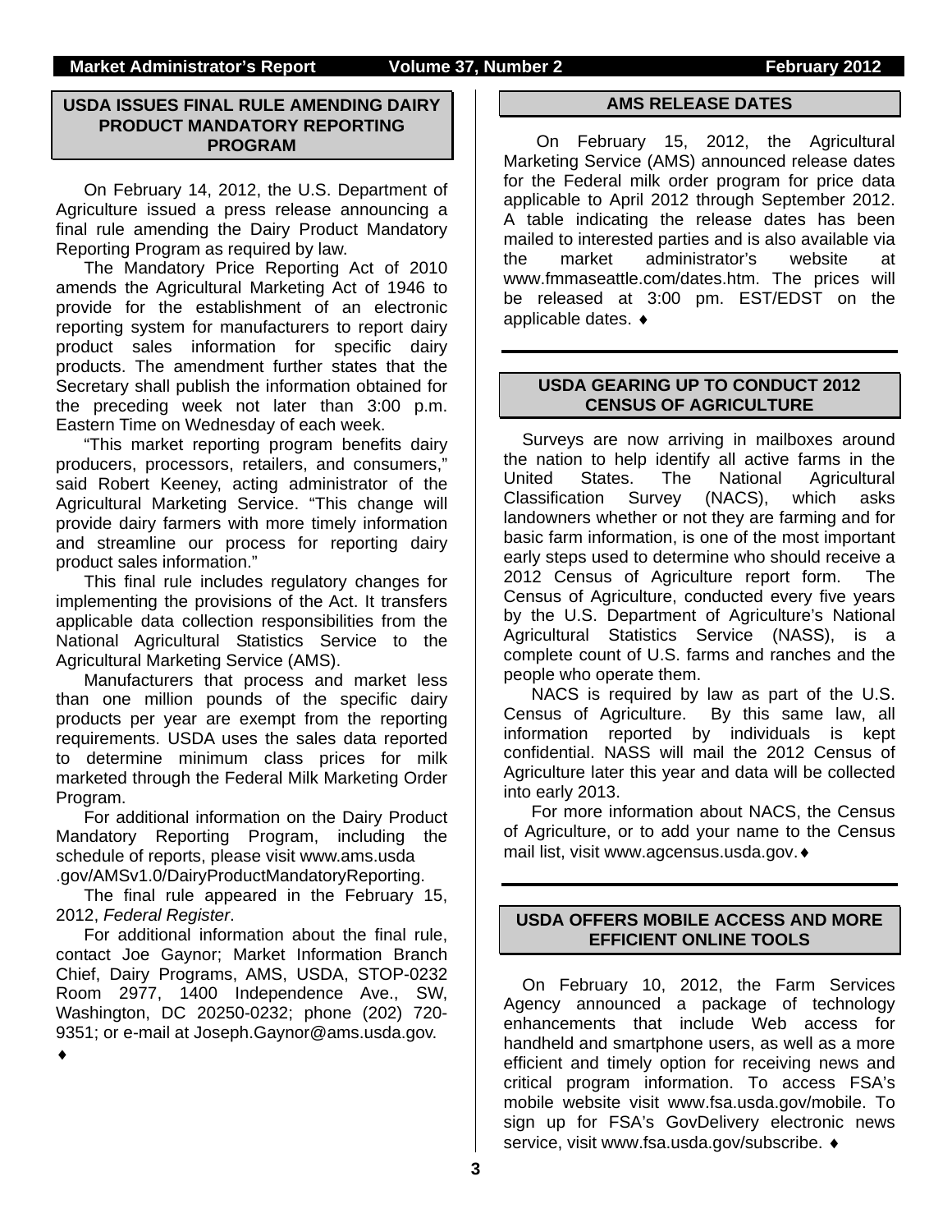## USDA ISSUES FINAL RULE AMENDING DAIRY PRODUCT MANDATORY REPORTING PROGRAM

On February 14, 2012, the U.S. Department of Agriculture issued a press release announcing a final rule amending the Dairy Product Mandatory Reporting Program as required by law.

The Mandatory Price Reporting Act of 2010 amends the Agricultural Marketing Act of 1946 to provide for the establishment of an electronic reporting system for manufacturers to report dairy product sales information for specific dairy products. The amendment further states that the Secretary shall publish the information obtained for the preceding week not later than 3:00 p.m. Eastern Time on Wednesday of each week.

"This market reporting program benefits dairy producers, processors, retailers, and consumers," said Robert Keeney, acting administrator of the Agricultural Marketing Service. "This change will provide dairy farmers with more timely information and streamline our process for reporting dairy product sales information."

This final rule includes regulatory changes for implementing the provisions of the Act. It transfers applicable data collection responsibilities from the National Agricultural Statistics Service to the Agricultural Marketing Service (AMS).

Manufacturers that process and market less than one million pounds of the specific dairy products per year are exempt from the reporting requirements. USDA uses the sales data reported to determine minimum class prices for milk marketed through the Federal Milk Marketing Order Program.

For additional information on the Dairy Product Mandatory Reporting Program, including the schedule of reports, please visit www.ams.usda .gov/AMSv1.0/DairyProductMandatoryReporting.

The final rule appeared in the February 15, 2012, *Federal Register*.

For additional information about the final rule, contact Joe Gaynor; Market Information Branch Chief, Dairy Programs, AMS, USDA, STOP-0232 Room 2977, 1400 Independence Ave., SW, Washington, DC 20250-0232; phone (202) 720-9351; or e-mail at Joseph.Gaynor@ams.usda.gov. ♦

## AMS RELEASE DATES

On February 15, 2012, the Agricultural Marketing Service (AMS) announced release dates for the Federal milk order program for price data applicable to April 2012 through September 2012. A table indicating the release dates has been mailed to interested parties and is also available via the market administrator's website at www.fmmaseattle.com/dates.htm. The prices will be released at 3:00 pm. EST/EDST on the applicable dates. ♦

## USDA GEARING UP TO CONDUCT 2012 CENSUS OF AGRICULTURE

Surveys are now arriving in mailboxes around the nation to help identify all active farms in the United States. The National Agricultural Classification Survey (NACS), which asks landowners whether or not they are farming and for basic farm information, is one of the most important early steps used to determine who should receive a 2012 Census of Agriculture report form. The Census of Agriculture, conducted every five years by the U.S. Department of Agriculture's National Agricultural Statistics Service (NASS), is a complete count of U.S. farms and ranches and the people who operate them.

NACS is required by law as part of the U.S. Census of Agriculture. By this same law, all information reported by individuals is kept confidential. NASS will mail the 2012 Census of Agriculture later this year and data will be collected into early 2013.

For more information about NACS, the Census of Agriculture, or to add your name to the Census mail list, visit www.agcensus.usda.gov.♦

## USDA OFFERS MOBILE ACCESS AND MORE EFFICIENT ONLINE TOOLS

On February 10, 2012, the Farm Services Agency announced a package of technology enhancements that include Web access for handheld and smartphone users, as well as a more efficient and timely option for receiving news and critical program information. To access FSA's mobile website visit www.fsa.usda.gov/mobile. To sign up for FSA's GovDelivery electronic news service, visit www.fsa.usda.gov/subscribe. ♦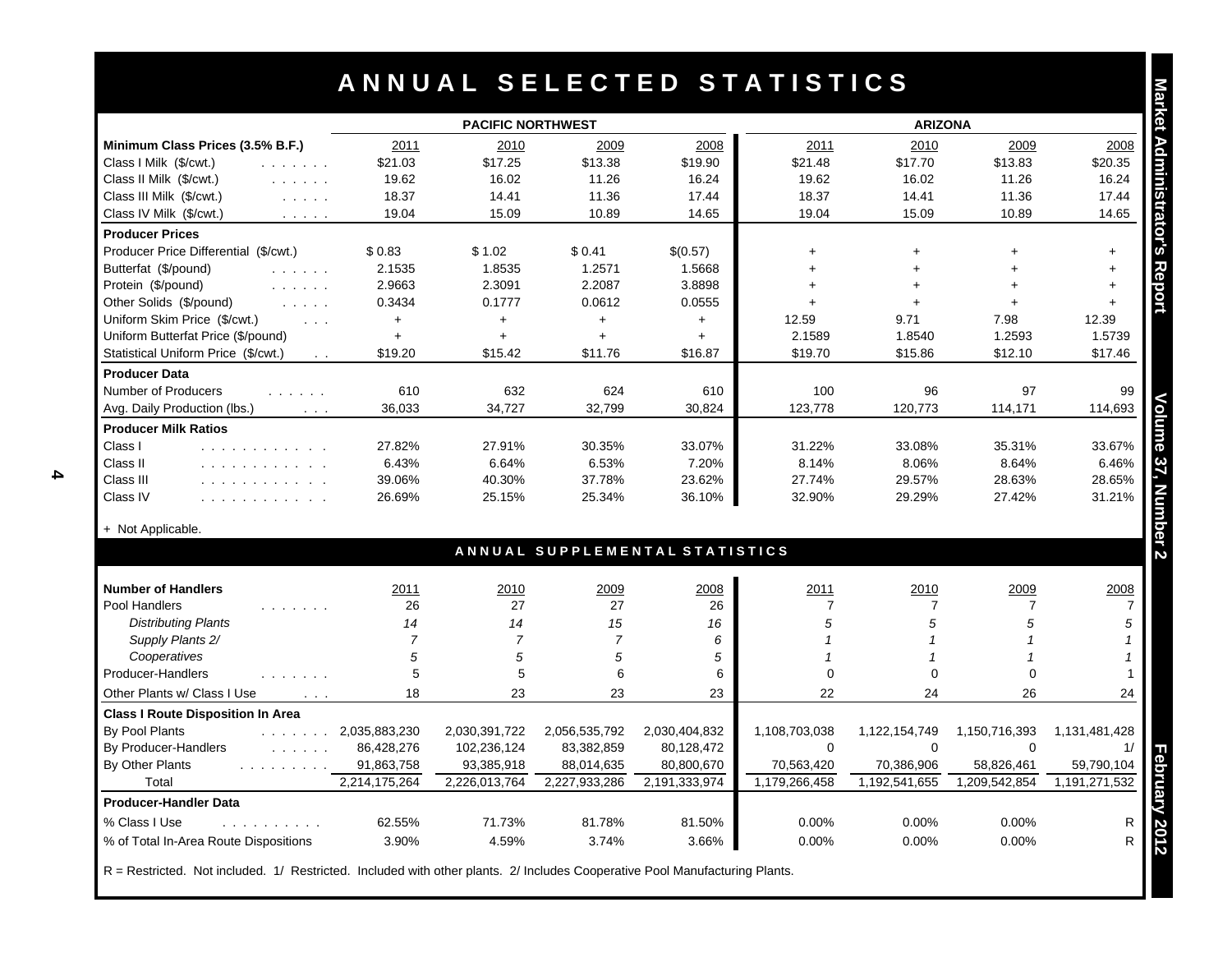# ANNUAL SELECTED STATISTICS

| | PACIFIC NORTHWEST | | | | ARIZONA | | | |
|---|---|---|---|---|---|---|---|---|
| **Minimum Class Prices (3.5% B.F.)** | 2011 | 2010 | 2009 | 2008 | 2011 | 2010 | 2009 | 2008 |
| Class I Milk ($/cwt.) | $21.03 | $17.25 | $13.38 | $19.90 | $21.48 | $17.70 | $13.83 | $20.35 |
| Class II Milk ($/cwt.) | 19.62 | 16.02 | 11.26 | 16.24 | 19.62 | 16.02 | 11.26 | 16.24 |
| Class III Milk ($/cwt.) | 18.37 | 14.41 | 11.36 | 17.44 | 18.37 | 14.41 | 11.36 | 17.44 |
| Class IV Milk ($/cwt.) | 19.04 | 15.09 | 10.89 | 14.65 | 19.04 | 15.09 | 10.89 | 14.65 |
| **Producer Prices** | | | | | | | | |
| Producer Price Differential ($/cwt.) | $ 0.83 | $ 1.02 | $ 0.41 | $(0.57) | + | + | + | + |
| Butterfat ($/pound) | 2.1535 | 1.8535 | 1.2571 | 1.5668 | + | + | + | + |
| Protein ($/pound) | 2.9663 | 2.3091 | 2.2087 | 3.8898 | + | + | + | + |
| Other Solids ($/pound) | 0.3434 | 0.1777 | 0.0612 | 0.0555 | + | + | + | + |
| Uniform Skim Price ($/cwt.) | + | + | + | + | 12.59 | 9.71 | 7.98 | 12.39 |
| Uniform Butterfat Price ($/pound) | + | + | + | + | 2.1589 | 1.8540 | 1.2593 | 1.5739 |
| Statistical Uniform Price ($/cwt.) | $19.20 | $15.42 | $11.76 | $16.87 | $19.70 | $15.86 | $12.10 | $17.46 |
| **Producer Data** | | | | | | | | |
| Number of Producers | 610 | 632 | 624 | 610 | 100 | 96 | 97 | 99 |
| Avg. Daily Production (lbs.) | 36,033 | 34,727 | 32,799 | 30,824 | 123,778 | 120,773 | 114,171 | 114,693 |
| **Producer Milk Ratios** | | | | | | | | |
| Class I | 27.82% | 27.91% | 30.35% | 33.07% | 31.22% | 33.08% | 35.31% | 33.67% |
| Class II | 6.43% | 6.64% | 6.53% | 7.20% | 8.14% | 8.06% | 8.64% | 6.46% |
| Class III | 39.06% | 40.30% | 37.78% | 23.62% | 27.74% | 29.57% | 28.63% | 28.65% |
| Class IV | 26.69% | 25.15% | 25.34% | 36.10% | 32.90% | 29.29% | 27.42% | 31.21% |

+ Not Applicable.

## ANNUAL SUPPLEMENTAL STATISTICS

| **Number of Handlers** | 2011 | 2010 | 2009 | 2008 | 2011 | 2010 | 2009 | 2008 |
|---|---|---|---|---|---|---|---|---|
| Pool Handlers | 26 | 27 | 27 | 26 | 7 | 7 | 7 | 7 |
| *Distributing Plants* | *14* | *14* | *15* | *16* | *5* | *5* | *5* | *5* |
| *Supply Plants 2/* | *7* | *7* | *7* | *6* | *1* | *1* | *1* | *1* |
| *Cooperatives* | *5* | *5* | *5* | *5* | *1* | *1* | *1* | *1* |
| Producer-Handlers | 5 | 5 | 6 | 6 | 0 | 0 | 0 | 1 |
| Other Plants w/ Class I Use | 18 | 23 | 23 | 23 | 22 | 24 | 26 | 24 |
| **Class I Route Disposition In Area** | | | | | | | | |
| By Pool Plants | 2,035,883,230 | 2,030,391,722 | 2,056,535,792 | 2,030,404,832 | 1,108,703,038 | 1,122,154,749 | 1,150,716,393 | 1,131,481,428 |
| By Producer-Handlers | 86,428,276 | 102,236,124 | 83,382,859 | 80,128,472 | 0 | 0 | 0 | 1/ |
| By Other Plants | 91,863,758 | 93,385,918 | 88,014,635 | 80,800,670 | 70,563,420 | 70,386,906 | 58,826,461 | 59,790,104 |
| Total | 2,214,175,264 | 2,226,013,764 | 2,227,933,286 | 2,191,333,974 | 1,179,266,458 | 1,192,541,655 | 1,209,542,854 | 1,191,271,532 |
| **Producer-Handler Data** | | | | | | | | |
| % Class I Use | 62.55% | 71.73% | 81.78% | 81.50% | 0.00% | 0.00% | 0.00% | R |
| % of Total In-Area Route Dispositions | 3.90% | 4.59% | 3.74% | 3.66% | 0.00% | 0.00% | 0.00% | R |

R = Restricted. Not included. 1/ Restricted. Included with other plants. 2/ Includes Cooperative Pool Manufacturing Plants.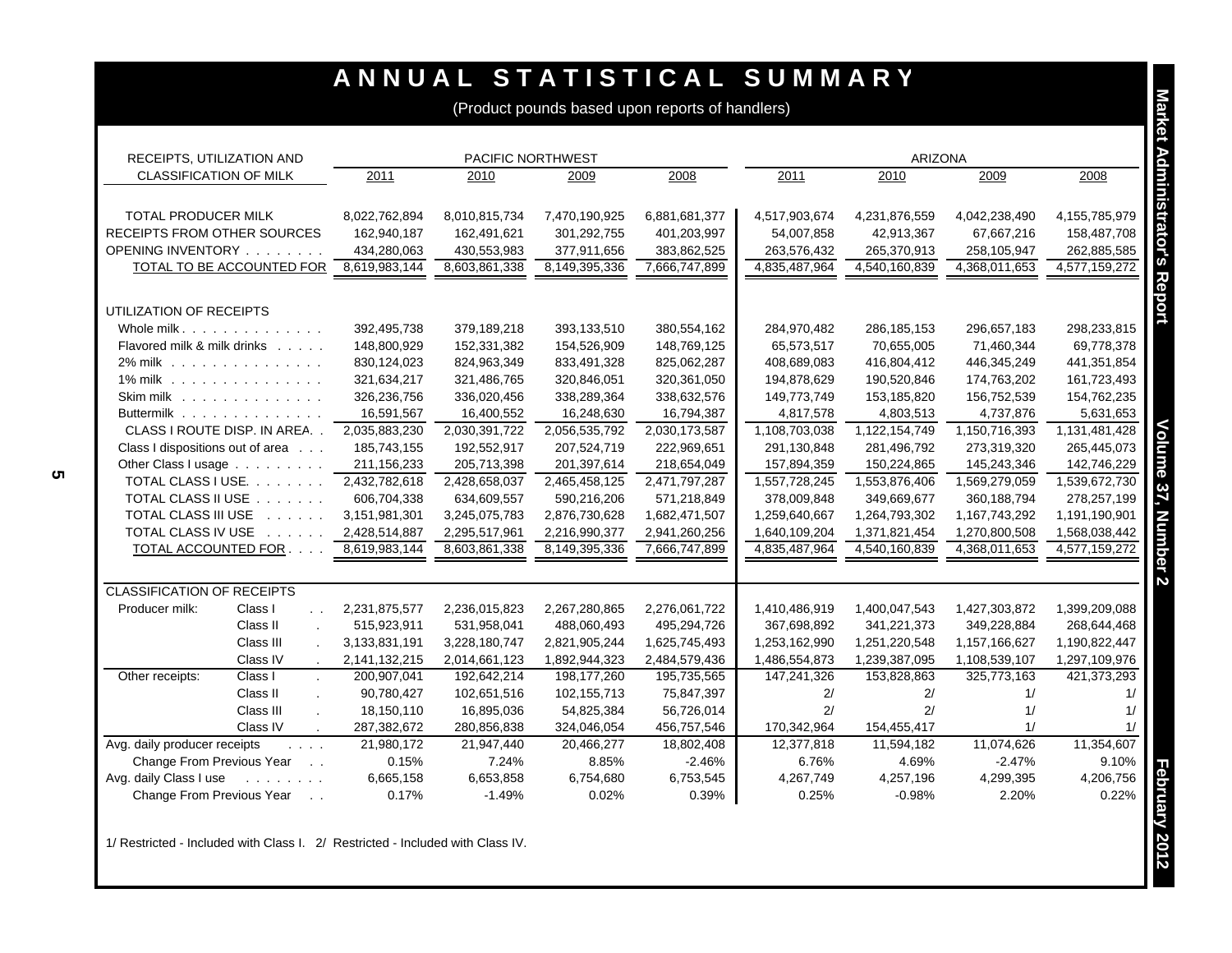# ANNUAL STATISTICAL SUMMARY

(Product pounds based upon reports of handlers)

| RECEIPTS, UTILIZATION AND CLASSIFICATION OF MILK | | PACIFIC NORTHWEST | | | | ARIZONA | | | |
|---|---|---|---|---|---|---|---|---|---|
| | | 2011 | 2010 | 2009 | 2008 | 2011 | 2010 | 2009 | 2008 |
| TOTAL PRODUCER MILK | | 8,022,762,894 | 8,010,815,734 | 7,470,190,925 | 6,881,681,377 | 4,517,903,674 | 4,231,876,559 | 4,042,238,490 | 4,155,785,979 |
| RECEIPTS FROM OTHER SOURCES | | 162,940,187 | 162,491,621 | 301,292,755 | 401,203,997 | 54,007,858 | 42,913,367 | 67,667,216 | 158,487,708 |
| OPENING INVENTORY | | 434,280,063 | 430,553,983 | 377,911,656 | 383,862,525 | 263,576,432 | 265,370,913 | 258,105,947 | 262,885,585 |
| TOTAL TO BE ACCOUNTED FOR | | 8,619,983,144 | 8,603,861,338 | 8,149,395,336 | 7,666,747,899 | 4,835,487,964 | 4,540,160,839 | 4,368,011,653 | 4,577,159,272 |
| UTILIZATION OF RECEIPTS | | | | | | | | | |
| Whole milk | | 392,495,738 | 379,189,218 | 393,133,510 | 380,554,162 | 284,970,482 | 286,185,153 | 296,657,183 | 298,233,815 |
| Flavored milk & milk drinks | | 148,800,929 | 152,331,382 | 154,526,909 | 148,769,125 | 65,573,517 | 70,655,005 | 71,460,344 | 69,778,378 |
| 2% milk | | 830,124,023 | 824,963,349 | 833,491,328 | 825,062,287 | 408,689,083 | 416,804,412 | 446,345,249 | 441,351,854 |
| 1% milk | | 321,634,217 | 321,486,765 | 320,846,051 | 320,361,050 | 194,878,629 | 190,520,846 | 174,763,202 | 161,723,493 |
| Skim milk | | 326,236,756 | 336,020,456 | 338,289,364 | 338,632,576 | 149,773,749 | 153,185,820 | 156,752,539 | 154,762,235 |
| Buttermilk | | 16,591,567 | 16,400,552 | 16,248,630 | 16,794,387 | 4,817,578 | 4,803,513 | 4,737,876 | 5,631,653 |
| CLASS I ROUTE DISP. IN AREA | | 2,035,883,230 | 2,030,391,722 | 2,056,535,792 | 2,030,173,587 | 1,108,703,038 | 1,122,154,749 | 1,150,716,393 | 1,131,481,428 |
| Class I dispositions out of area | | 185,743,155 | 192,552,917 | 207,524,719 | 222,969,651 | 291,130,848 | 281,496,792 | 273,319,320 | 265,445,073 |
| Other Class I usage | | 211,156,233 | 205,713,398 | 201,397,614 | 218,654,049 | 157,894,359 | 150,224,865 | 145,243,346 | 142,746,229 |
| TOTAL CLASS I USE | | 2,432,782,618 | 2,428,658,037 | 2,465,458,125 | 2,471,797,287 | 1,557,728,245 | 1,553,876,406 | 1,569,279,059 | 1,539,672,730 |
| TOTAL CLASS II USE | | 606,704,338 | 634,609,557 | 590,216,206 | 571,218,849 | 378,009,848 | 349,669,677 | 360,188,794 | 278,257,199 |
| TOTAL CLASS III USE | | 3,151,981,301 | 3,245,075,783 | 2,876,730,628 | 1,682,471,507 | 1,259,640,667 | 1,264,793,302 | 1,167,743,292 | 1,191,190,901 |
| TOTAL CLASS IV USE | | 2,428,514,887 | 2,295,517,961 | 2,216,990,377 | 2,941,260,256 | 1,640,109,204 | 1,371,821,454 | 1,270,800,508 | 1,568,038,442 |
| TOTAL ACCOUNTED FOR | | 8,619,983,144 | 8,603,861,338 | 8,149,395,336 | 7,666,747,899 | 4,835,487,964 | 4,540,160,839 | 4,368,011,653 | 4,577,159,272 |
| CLASSIFICATION OF RECEIPTS | | | | | | | | | |
| Producer milk: | Class I | 2,231,875,577 | 2,236,015,823 | 2,267,280,865 | 2,276,061,722 | 1,410,486,919 | 1,400,047,543 | 1,427,303,872 | 1,399,209,088 |
| | Class II | 515,923,911 | 531,958,041 | 488,060,493 | 495,294,726 | 367,698,892 | 341,221,373 | 349,228,884 | 268,644,468 |
| | Class III | 3,133,831,191 | 3,228,180,747 | 2,821,905,244 | 1,625,745,493 | 1,253,162,990 | 1,251,220,548 | 1,157,166,627 | 1,190,822,447 |
| | Class IV | 2,141,132,215 | 2,014,661,123 | 1,892,944,323 | 2,484,579,436 | 1,486,554,873 | 1,239,387,095 | 1,108,539,107 | 1,297,109,976 |
| Other receipts: | Class I | 200,907,041 | 192,642,214 | 198,177,260 | 195,735,565 | 147,241,326 | 153,828,863 | 325,773,163 | 421,373,293 |
| | Class II | 90,780,427 | 102,651,516 | 102,155,713 | 75,847,397 | 2/ | 2/ | 1/ | 1/ |
| | Class III | 18,150,110 | 16,895,036 | 54,825,384 | 56,726,014 | 2/ | 2/ | 1/ | 1/ |
| | Class IV | 287,382,672 | 280,856,838 | 324,046,054 | 456,757,546 | 170,342,964 | 154,455,417 | 1/ | 1/ |
| Avg. daily producer receipts | | 21,980,172 | 21,947,440 | 20,466,277 | 18,802,408 | 12,377,818 | 11,594,182 | 11,074,626 | 11,354,607 |
| Change From Previous Year | | 0.15% | 7.24% | 8.85% | -2.46% | 6.76% | 4.69% | -2.47% | 9.10% |
| Avg. daily Class I use | | 6,665,158 | 6,653,858 | 6,754,680 | 6,753,545 | 4,267,749 | 4,257,196 | 4,299,395 | 4,206,756 |
| Change From Previous Year | | 0.17% | -1.49% | 0.02% | 0.39% | 0.25% | -0.98% | 2.20% | 0.22% |

1/ Restricted - Included with Class I. 2/ Restricted - Included with Class IV.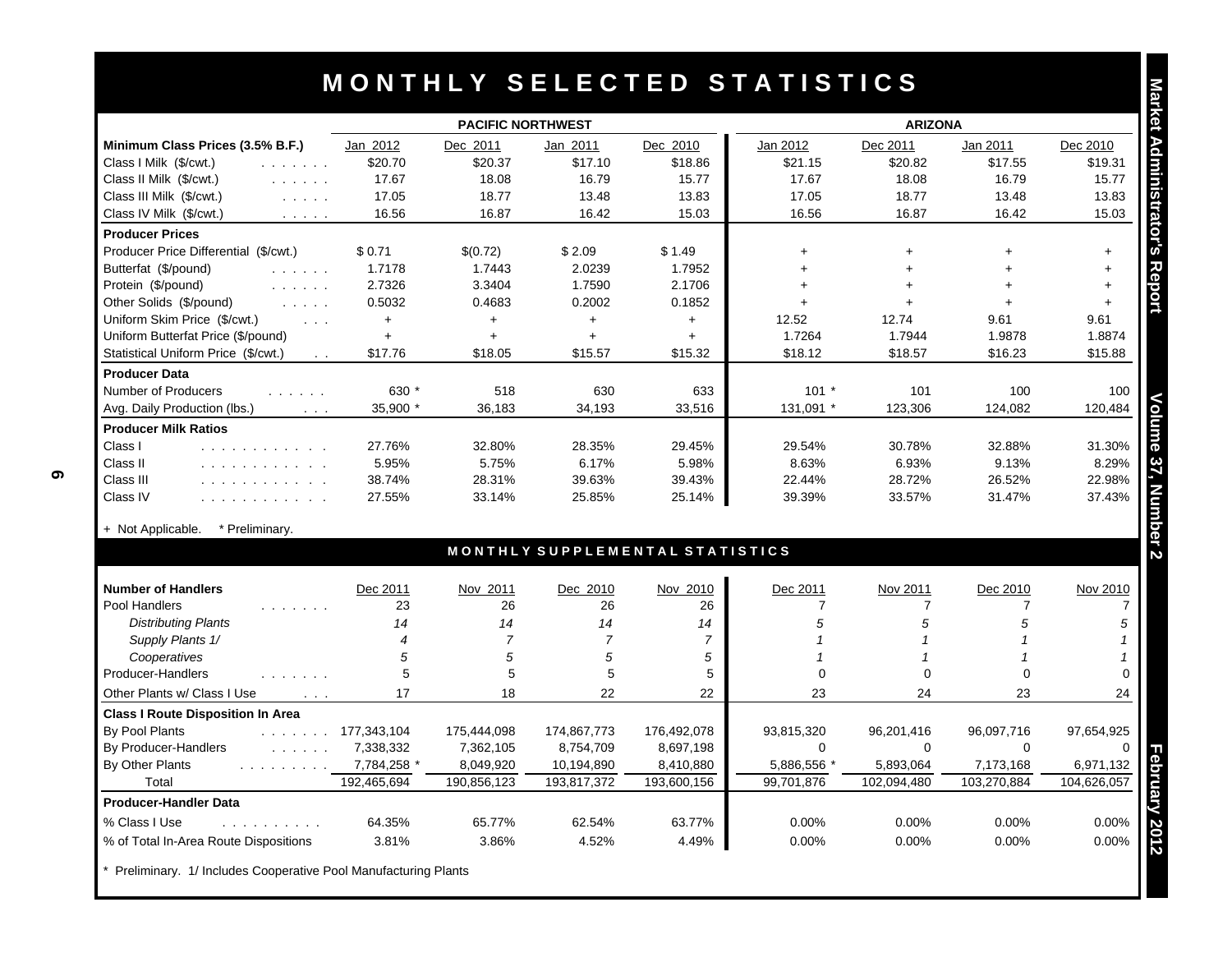# MONTHLY SELECTED STATISTICS

| | PACIFIC NORTHWEST | | | | ARIZONA | | | |
|---|---|---|---|---|---|---|---|---|
| **Minimum Class Prices (3.5% B.F.)** | Jan 2012 | Dec 2011 | Jan 2011 | Dec 2010 | Jan 2012 | Dec 2011 | Jan 2011 | Dec 2010 |
| Class I Milk ($/cwt.) | $20.70 | $20.37 | $17.10 | $18.86 | $21.15 | $20.82 | $17.55 | $19.31 |
| Class II Milk ($/cwt.) | 17.67 | 18.08 | 16.79 | 15.77 | 17.67 | 18.08 | 16.79 | 15.77 |
| Class III Milk ($/cwt.) | 17.05 | 18.77 | 13.48 | 13.83 | 17.05 | 18.77 | 13.48 | 13.83 |
| Class IV Milk ($/cwt.) | 16.56 | 16.87 | 16.42 | 15.03 | 16.56 | 16.87 | 16.42 | 15.03 |
| **Producer Prices** | | | | | | | | |
| Producer Price Differential ($/cwt.) | $ 0.71 | $(0.72) | $ 2.09 | $ 1.49 | + | + | + | + |
| Butterfat ($/pound) | 1.7178 | 1.7443 | 2.0239 | 1.7952 | + | + | + | + |
| Protein ($/pound) | 2.7326 | 3.3404 | 1.7590 | 2.1706 | + | + | + | + |
| Other Solids ($/pound) | 0.5032 | 0.4683 | 0.2002 | 0.1852 | + | + | + | + |
| Uniform Skim Price ($/cwt.) | + | + | + | + | 12.52 | 12.74 | 9.61 | 9.61 |
| Uniform Butterfat Price ($/pound) | + | + | + | + | 1.7264 | 1.7944 | 1.9878 | 1.8874 |
| Statistical Uniform Price ($/cwt.) | $17.76 | $18.05 | $15.57 | $15.32 | $18.12 | $18.57 | $16.23 | $15.88 |
| **Producer Data** | | | | | | | | |
| Number of Producers | 630 * | 518 | 630 | 633 | 101 * | 101 | 100 | 100 |
| Avg. Daily Production (lbs.) | 35,900 * | 36,183 | 34,193 | 33,516 | 131,091 * | 123,306 | 124,082 | 120,484 |
| **Producer Milk Ratios** | | | | | | | | |
| Class I | 27.76% | 32.80% | 28.35% | 29.45% | 29.54% | 30.78% | 32.88% | 31.30% |
| Class II | 5.95% | 5.75% | 6.17% | 5.98% | 8.63% | 6.93% | 9.13% | 8.29% |
| Class III | 38.74% | 28.31% | 39.63% | 39.43% | 22.44% | 28.72% | 26.52% | 22.98% |
| Class IV | 27.55% | 33.14% | 25.85% | 25.14% | 39.39% | 33.57% | 31.47% | 37.43% |

+ Not Applicable. * Preliminary.

## MONTHLY SUPPLEMENTAL STATISTICS

| **Number of Handlers** | Dec 2011 | Nov 2011 | Dec 2010 | Nov 2010 | Dec 2011 | Nov 2011 | Dec 2010 | Nov 2010 |
|---|---|---|---|---|---|---|---|---|
| Pool Handlers | 23 | 26 | 26 | 26 | 7 | 7 | 7 | 7 |
| *Distributing Plants* | *14* | *14* | *14* | *14* | *5* | *5* | *5* | *5* |
| *Supply Plants 1/* | *4* | *7* | *7* | *7* | *1* | *1* | *1* | *1* |
| *Cooperatives* | *5* | *5* | *5* | *5* | *1* | *1* | *1* | *1* |
| Producer-Handlers | 5 | 5 | 5 | 5 | 0 | 0 | 0 | 0 |
| Other Plants w/ Class I Use | 17 | 18 | 22 | 22 | 23 | 24 | 23 | 24 |
| **Class I Route Disposition In Area** | | | | | | | | |
| By Pool Plants | 177,343,104 | 175,444,098 | 174,867,773 | 176,492,078 | 93,815,320 | 96,201,416 | 96,097,716 | 97,654,925 |
| By Producer-Handlers | 7,338,332 | 7,362,105 | 8,754,709 | 8,697,198 | 0 | 0 | 0 | 0 |
| By Other Plants | 7,784,258 * | 8,049,920 | 10,194,890 | 8,410,880 | 5,886,556 * | 5,893,064 | 7,173,168 | 6,971,132 |
| Total | 192,465,694 | 190,856,123 | 193,817,372 | 193,600,156 | 99,701,876 | 102,094,480 | 103,270,884 | 104,626,057 |
| **Producer-Handler Data** | | | | | | | | |
| % Class I Use | 64.35% | 65.77% | 62.54% | 63.77% | 0.00% | 0.00% | 0.00% | 0.00% |
| % of Total In-Area Route Dispositions | 3.81% | 3.86% | 4.52% | 4.49% | 0.00% | 0.00% | 0.00% | 0.00% |

\* Preliminary. 1/ Includes Cooperative Pool Manufacturing Plants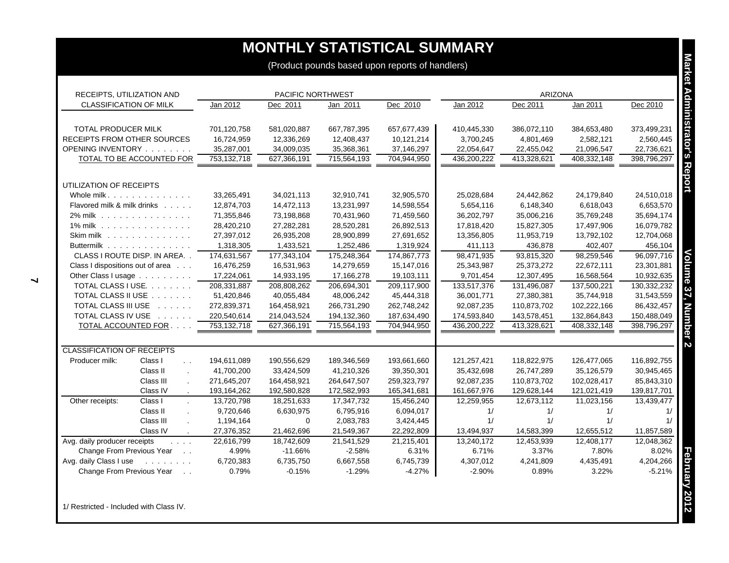# MONTHLY STATISTICAL SUMMARY

(Product pounds based upon reports of handlers)

| RECEIPTS, UTILIZATION AND CLASSIFICATION OF MILK | | PACIFIC NORTHWEST Jan 2012 | Dec 2011 | Jan 2011 | Dec 2010 | ARIZONA Jan 2012 | Dec 2011 | Jan 2011 | Dec 2010 |
|---|---|---|---|---|---|---|---|---|---|
| TOTAL PRODUCER MILK | | 701,120,758 | 581,020,887 | 667,787,395 | 657,677,439 | 410,445,330 | 386,072,110 | 384,653,480 | 373,499,231 |
| RECEIPTS FROM OTHER SOURCES | | 16,724,959 | 12,336,269 | 12,408,437 | 10,121,214 | 3,700,245 | 4,801,469 | 2,582,121 | 2,560,445 |
| OPENING INVENTORY | | 35,287,001 | 34,009,035 | 35,368,361 | 37,146,297 | 22,054,647 | 22,455,042 | 21,096,547 | 22,736,621 |
| TOTAL TO BE ACCOUNTED FOR | | 753,132,718 | 627,366,191 | 715,564,193 | 704,944,950 | 436,200,222 | 413,328,621 | 408,332,148 | 398,796,297 |
| UTILIZATION OF RECEIPTS | | | | | | | | | |
| Whole milk | | 33,265,491 | 34,021,113 | 32,910,741 | 32,905,570 | 25,028,684 | 24,442,862 | 24,179,840 | 24,510,018 |
| Flavored milk & milk drinks | | 12,874,703 | 14,472,113 | 13,231,997 | 14,598,554 | 5,654,116 | 6,148,340 | 6,618,043 | 6,653,570 |
| 2% milk | | 71,355,846 | 73,198,868 | 70,431,960 | 71,459,560 | 36,202,797 | 35,006,216 | 35,769,248 | 35,694,174 |
| 1% milk | | 28,420,210 | 27,282,281 | 28,520,281 | 26,892,513 | 17,818,420 | 15,827,305 | 17,497,906 | 16,079,782 |
| Skim milk | | 27,397,012 | 26,935,208 | 28,900,899 | 27,691,652 | 13,356,805 | 11,953,719 | 13,792,102 | 12,704,068 |
| Buttermilk | | 1,318,305 | 1,433,521 | 1,252,486 | 1,319,924 | 411,113 | 436,878 | 402,407 | 456,104 |
| CLASS I ROUTE DISP. IN AREA | | 174,631,567 | 177,343,104 | 175,248,364 | 174,867,773 | 98,471,935 | 93,815,320 | 98,259,546 | 96,097,716 |
| Class I dispositions out of area | | 16,476,259 | 16,531,963 | 14,279,659 | 15,147,016 | 25,343,987 | 25,373,272 | 22,672,111 | 23,301,881 |
| Other Class I usage | | 17,224,061 | 14,933,195 | 17,166,278 | 19,103,111 | 9,701,454 | 12,307,495 | 16,568,564 | 10,932,635 |
| TOTAL CLASS I USE | | 208,331,887 | 208,808,262 | 206,694,301 | 209,117,900 | 133,517,376 | 131,496,087 | 137,500,221 | 130,332,232 |
| TOTAL CLASS II USE | | 51,420,846 | 40,055,484 | 48,006,242 | 45,444,318 | 36,001,771 | 27,380,381 | 35,744,918 | 31,543,559 |
| TOTAL CLASS III USE | | 272,839,371 | 164,458,921 | 266,731,290 | 262,748,242 | 92,087,235 | 110,873,702 | 102,222,166 | 86,432,457 |
| TOTAL CLASS IV USE | | 220,540,614 | 214,043,524 | 194,132,360 | 187,634,490 | 174,593,840 | 143,578,451 | 132,864,843 | 150,488,049 |
| TOTAL ACCOUNTED FOR | | 753,132,718 | 627,366,191 | 715,564,193 | 704,944,950 | 436,200,222 | 413,328,621 | 408,332,148 | 398,796,297 |
| CLASSIFICATION OF RECEIPTS | | | | | | | | | |
| Producer milk: | Class I | 194,611,089 | 190,556,629 | 189,346,569 | 193,661,660 | 121,257,421 | 118,822,975 | 126,477,065 | 116,892,755 |
| | Class II | 41,700,200 | 33,424,509 | 41,210,326 | 39,350,301 | 35,432,698 | 26,747,289 | 35,126,579 | 30,945,465 |
| | Class III | 271,645,207 | 164,458,921 | 264,647,507 | 259,323,797 | 92,087,235 | 110,873,702 | 102,028,417 | 85,843,310 |
| | Class IV | 193,164,262 | 192,580,828 | 172,582,993 | 165,341,681 | 161,667,976 | 129,628,144 | 121,021,419 | 139,817,701 |
| Other receipts: | Class I | 13,720,798 | 18,251,633 | 17,347,732 | 15,456,240 | 12,259,955 | 12,673,112 | 11,023,156 | 13,439,477 |
| | Class II | 9,720,646 | 6,630,975 | 6,795,916 | 6,094,017 | 1/ | 1/ | 1/ | 1/ |
| | Class III | 1,194,164 | 0 | 2,083,783 | 3,424,445 | 1/ | 1/ | 1/ | 1/ |
| | Class IV | 27,376,352 | 21,462,696 | 21,549,367 | 22,292,809 | 13,494,937 | 14,583,399 | 12,655,512 | 11,857,589 |
| Avg. daily producer receipts | | 22,616,799 | 18,742,609 | 21,541,529 | 21,215,401 | 13,240,172 | 12,453,939 | 12,408,177 | 12,048,362 |
| Change From Previous Year | | 4.99% | -11.66% | -2.58% | 6.31% | 6.71% | 3.37% | 7.80% | 8.02% |
| Avg. daily Class I use | | 6,720,383 | 6,735,750 | 6,667,558 | 6,745,739 | 4,307,012 | 4,241,809 | 4,435,491 | 4,204,266 |
| Change From Previous Year | | 0.79% | -0.15% | -1.29% | -4.27% | -2.90% | 0.89% | 3.22% | -5.21% |

1/ Restricted - Included with Class IV.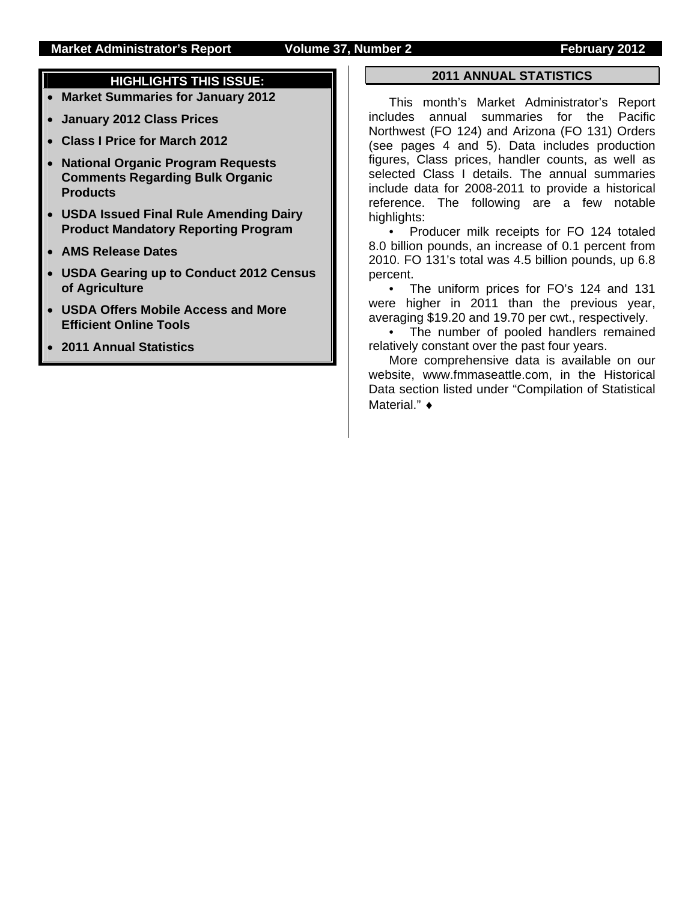## HIGHLIGHTS THIS ISSUE:

- **Market Summaries for January 2012**
- **January 2012 Class Prices**
- **Class I Price for March 2012**
- **National Organic Program Requests Comments Regarding Bulk Organic Products**
- **USDA Issued Final Rule Amending Dairy Product Mandatory Reporting Program**
- **AMS Release Dates**
- **USDA Gearing up to Conduct 2012 Census of Agriculture**
- **USDA Offers Mobile Access and More Efficient Online Tools**
- **2011 Annual Statistics**

## 2011 ANNUAL STATISTICS

This month's Market Administrator's Report includes annual summaries for the Pacific Northwest (FO 124) and Arizona (FO 131) Orders (see pages 4 and 5). Data includes production figures, Class prices, handler counts, as well as selected Class I details. The annual summaries include data for 2008-2011 to provide a historical reference. The following are a few notable highlights:

- Producer milk receipts for FO 124 totaled 8.0 billion pounds, an increase of 0.1 percent from 2010. FO 131's total was 4.5 billion pounds, up 6.8 percent.
- The uniform prices for FO's 124 and 131 were higher in 2011 than the previous year, averaging $19.20 and 19.70 per cwt., respectively.
- The number of pooled handlers remained relatively constant over the past four years.

More comprehensive data is available on our website, www.fmmaseattle.com, in the Historical Data section listed under "Compilation of Statistical Material." ♦